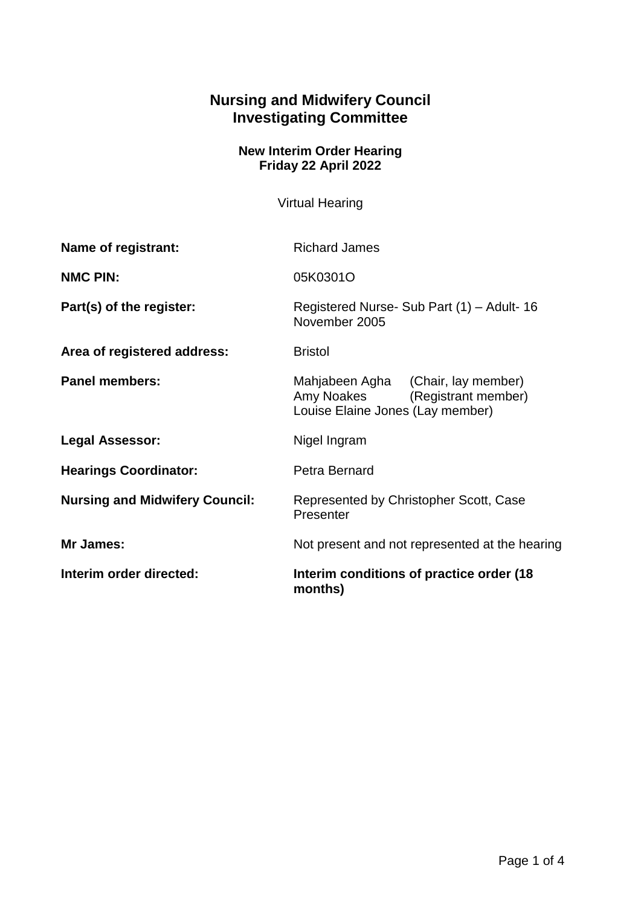# Nursing and Midwifery Council
# Investigating Committee

### New Interim Order Hearing
### Friday 22 April 2022

Virtual Hearing

| | |
|---|---|
| **Name of registrant:** | Richard James |
| **NMC PIN:** | 05K0301O |
| **Part(s) of the register:** | Registered Nurse- Sub Part (1) – Adult- 16 November 2005 |
| **Area of registered address:** | Bristol |
| **Panel members:** | Mahjabeen Agha (Chair, lay member)<br>Amy Noakes (Registrant member)<br>Louise Elaine Jones (Lay member) |
| **Legal Assessor:** | Nigel Ingram |
| **Hearings Coordinator:** | Petra Bernard |
| **Nursing and Midwifery Council:** | Represented by Christopher Scott, Case Presenter |
| **Mr James:** | Not present and not represented at the hearing |
| **Interim order directed:** | **Interim conditions of practice order (18 months)** |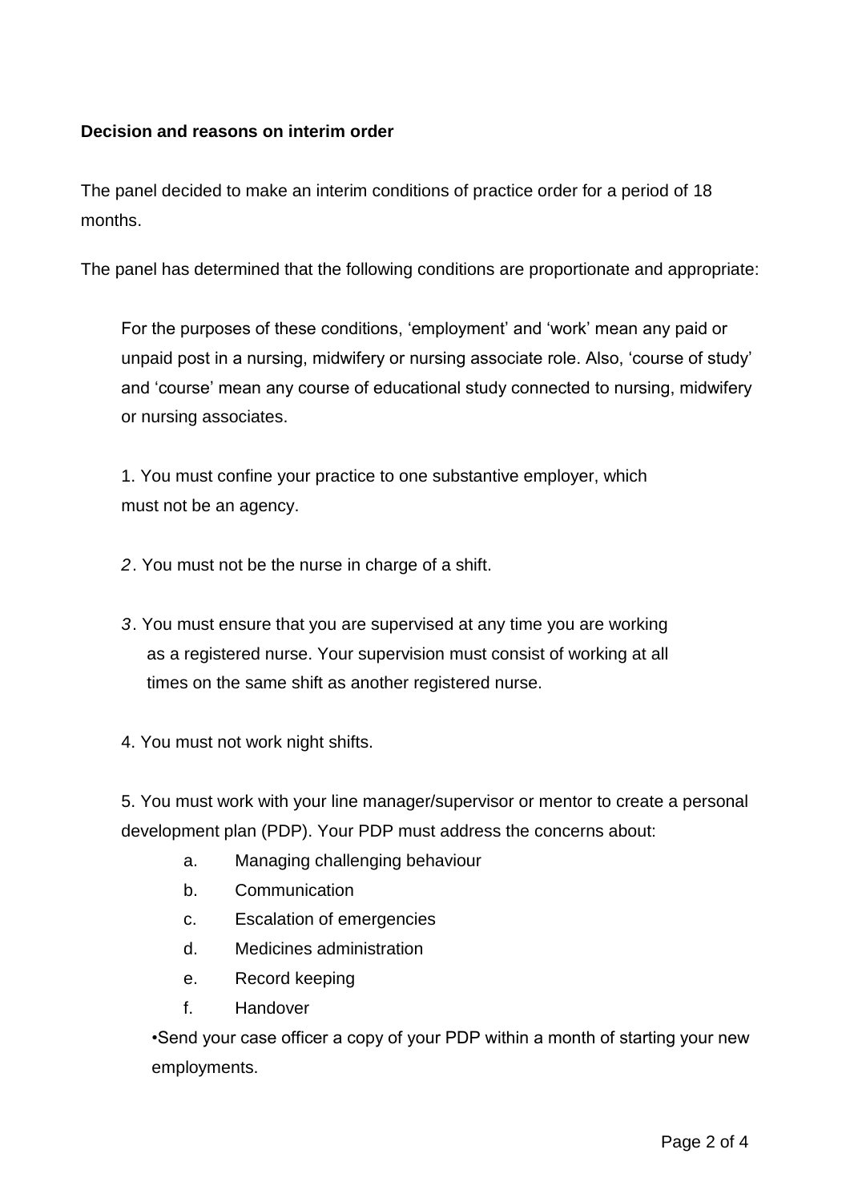**Decision and reasons on interim order**

The panel decided to make an interim conditions of practice order for a period of 18 months.

The panel has determined that the following conditions are proportionate and appropriate:

> For the purposes of these conditions, 'employment' and 'work' mean any paid or unpaid post in a nursing, midwifery or nursing associate role. Also, 'course of study' and 'course' mean any course of educational study connected to nursing, midwifery or nursing associates.
>
> 1. You must confine your practice to one substantive employer, which must not be an agency.
>
> 2. You must not be the nurse in charge of a shift.
>
> 3. You must ensure that you are supervised at any time you are working as a registered nurse. Your supervision must consist of working at all times on the same shift as another registered nurse.
>
> 4. You must not work night shifts.
>
> 5. You must work with your line manager/supervisor or mentor to create a personal development plan (PDP). Your PDP must address the concerns about:
>
>    a. Managing challenging behaviour
>    b. Communication
>    c. Escalation of emergencies
>    d. Medicines administration
>    e. Record keeping
>    f. Handover
>
>    •Send your case officer a copy of your PDP within a month of starting your new employments.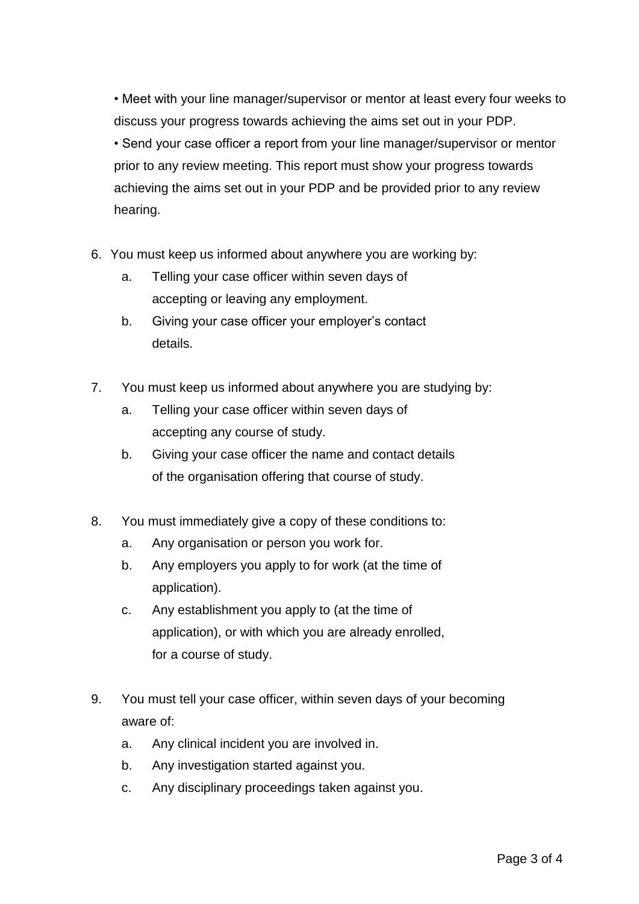- Meet with your line manager/supervisor or mentor at least every four weeks to discuss your progress towards achieving the aims set out in your PDP.
- Send your case officer a report from your line manager/supervisor or mentor prior to any review meeting. This report must show your progress towards achieving the aims set out in your PDP and be provided prior to any review hearing.

6. You must keep us informed about anywhere you are working by:
   a. Telling your case officer within seven days of accepting or leaving any employment.
   b. Giving your case officer your employer's contact details.

7. You must keep us informed about anywhere you are studying by:
   a. Telling your case officer within seven days of accepting any course of study.
   b. Giving your case officer the name and contact details of the organisation offering that course of study.

8. You must immediately give a copy of these conditions to:
   a. Any organisation or person you work for.
   b. Any employers you apply to for work (at the time of application).
   c. Any establishment you apply to (at the time of application), or with which you are already enrolled, for a course of study.

9. You must tell your case officer, within seven days of your becoming aware of:
   a. Any clinical incident you are involved in.
   b. Any investigation started against you.
   c. Any disciplinary proceedings taken against you.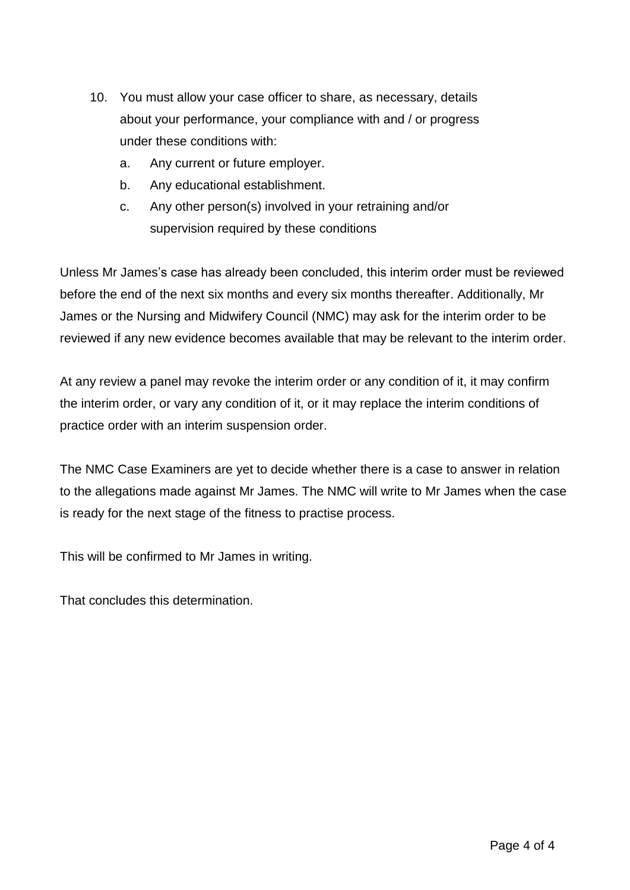10. You must allow your case officer to share, as necessary, details about your performance, your compliance with and / or progress under these conditions with:
    a. Any current or future employer.
    b. Any educational establishment.
    c. Any other person(s) involved in your retraining and/or supervision required by these conditions

Unless Mr James's case has already been concluded, this interim order must be reviewed before the end of the next six months and every six months thereafter. Additionally, Mr James or the Nursing and Midwifery Council (NMC) may ask for the interim order to be reviewed if any new evidence becomes available that may be relevant to the interim order.

At any review a panel may revoke the interim order or any condition of it, it may confirm the interim order, or vary any condition of it, or it may replace the interim conditions of practice order with an interim suspension order.

The NMC Case Examiners are yet to decide whether there is a case to answer in relation to the allegations made against Mr James. The NMC will write to Mr James when the case is ready for the next stage of the fitness to practise process.

This will be confirmed to Mr James in writing.

That concludes this determination.